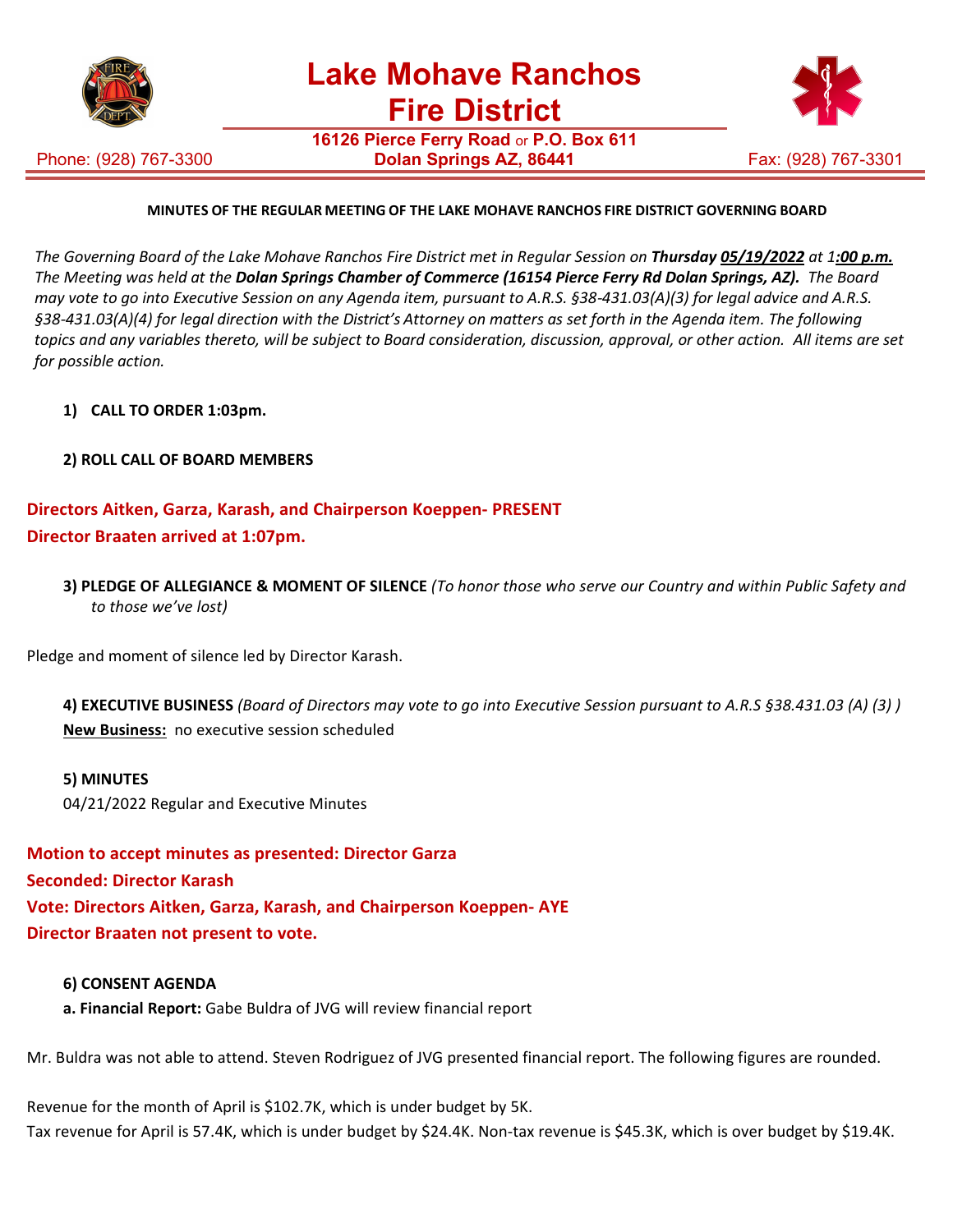# Lake Mohave Ranchos Fire District

**16126 Pierce Ferry Road** or **P.O. Box 611**
**Dolan Springs AZ, 86441**

Phone: (928) 767-3300 Fax: (928) 767-3301

**MINUTES OF THE REGULAR MEETING OF THE LAKE MOHAVE RANCHOS FIRE DISTRICT GOVERNING BOARD**

*The Governing Board of the Lake Mohave Ranchos Fire District met in Regular Session on **Thursday 05/19/2022** at **1:00 p.m.** The Meeting was held at the **Dolan Springs Chamber of Commerce (16154 Pierce Ferry Rd Dolan Springs, AZ).** The Board may vote to go into Executive Session on any Agenda item, pursuant to A.R.S. §38-431.03(A)(3) for legal advice and A.R.S. §38-431.03(A)(4) for legal direction with the District's Attorney on matters as set forth in the Agenda item. The following topics and any variables thereto, will be subject to Board consideration, discussion, approval, or other action. All items are set for possible action.*

**1) CALL TO ORDER 1:03pm.**

**2) ROLL CALL OF BOARD MEMBERS**

**Directors Aitken, Garza, Karash, and Chairperson Koeppen- PRESENT**
**Director Braaten arrived at 1:07pm.**

**3) PLEDGE OF ALLEGIANCE & MOMENT OF SILENCE** *(To honor those who serve our Country and within Public Safety and to those we've lost)*

Pledge and moment of silence led by Director Karash.

**4) EXECUTIVE BUSINESS** *(Board of Directors may vote to go into Executive Session pursuant to A.R.S §38.431.03 (A) (3) )*
**New Business:** no executive session scheduled

**5) MINUTES**
04/21/2022 Regular and Executive Minutes

**Motion to accept minutes as presented: Director Garza**
**Seconded: Director Karash**
**Vote: Directors Aitken, Garza, Karash, and Chairperson Koeppen- AYE**
**Director Braaten not present to vote.**

**6) CONSENT AGENDA**
**a. Financial Report:** Gabe Buldra of JVG will review financial report

Mr. Buldra was not able to attend. Steven Rodriguez of JVG presented financial report. The following figures are rounded.

Revenue for the month of April is $102.7K, which is under budget by 5K.
Tax revenue for April is 57.4K, which is under budget by $24.4K. Non-tax revenue is $45.3K, which is over budget by $19.4K.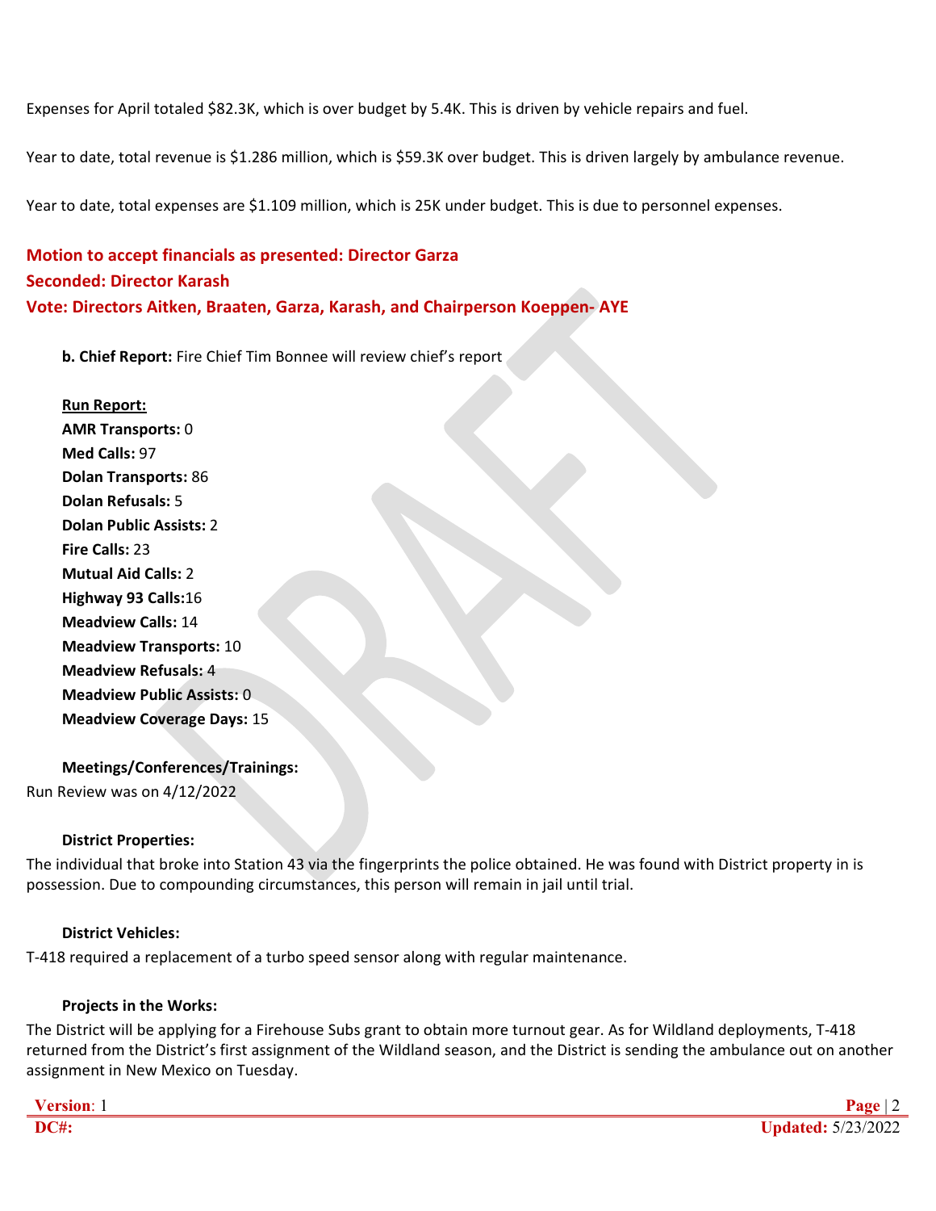Expenses for April totaled $82.3K, which is over budget by 5.4K. This is driven by vehicle repairs and fuel.

Year to date, total revenue is $1.286 million, which is $59.3K over budget. This is driven largely by ambulance revenue.

Year to date, total expenses are $1.109 million, which is 25K under budget. This is due to personnel expenses.

**Motion to accept financials as presented: Director Garza**
**Seconded: Director Karash**
**Vote: Directors Aitken, Braaten, Garza, Karash, and Chairperson Koeppen- AYE**

**b. Chief Report:** Fire Chief Tim Bonnee will review chief's report

**Run Report:**
**AMR Transports:** 0
**Med Calls:** 97
**Dolan Transports:** 86
**Dolan Refusals:** 5
**Dolan Public Assists:** 2
**Fire Calls:** 23
**Mutual Aid Calls:** 2
**Highway 93 Calls:**16
**Meadview Calls:** 14
**Meadview Transports:** 10
**Meadview Refusals:** 4
**Meadview Public Assists:** 0
**Meadview Coverage Days:** 15

**Meetings/Conferences/Trainings:**

Run Review was on 4/12/2022

**District Properties:**

The individual that broke into Station 43 via the fingerprints the police obtained. He was found with District property in is possession. Due to compounding circumstances, this person will remain in jail until trial.

**District Vehicles:**

T-418 required a replacement of a turbo speed sensor along with regular maintenance.

**Projects in the Works:**

The District will be applying for a Firehouse Subs grant to obtain more turnout gear. As for Wildland deployments, T-418 returned from the District's first assignment of the Wildland season, and the District is sending the ambulance out on another assignment in New Mexico on Tuesday.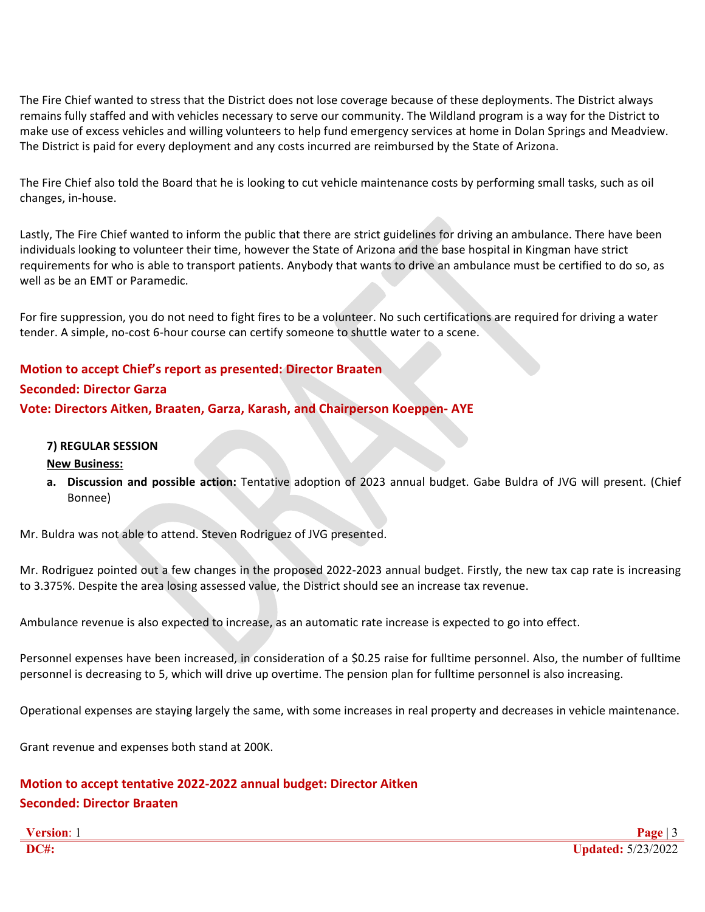The Fire Chief wanted to stress that the District does not lose coverage because of these deployments. The District always remains fully staffed and with vehicles necessary to serve our community. The Wildland program is a way for the District to make use of excess vehicles and willing volunteers to help fund emergency services at home in Dolan Springs and Meadview. The District is paid for every deployment and any costs incurred are reimbursed by the State of Arizona.

The Fire Chief also told the Board that he is looking to cut vehicle maintenance costs by performing small tasks, such as oil changes, in-house.

Lastly, The Fire Chief wanted to inform the public that there are strict guidelines for driving an ambulance. There have been individuals looking to volunteer their time, however the State of Arizona and the base hospital in Kingman have strict requirements for who is able to transport patients. Anybody that wants to drive an ambulance must be certified to do so, as well as be an EMT or Paramedic.

For fire suppression, you do not need to fight fires to be a volunteer. No such certifications are required for driving a water tender. A simple, no-cost 6-hour course can certify someone to shuttle water to a scene.

**Motion to accept Chief's report as presented: Director Braaten**

**Seconded: Director Garza**

**Vote: Directors Aitken, Braaten, Garza, Karash, and Chairperson Koeppen- AYE**

**7) REGULAR SESSION**

**New Business:**

a. **Discussion and possible action:** Tentative adoption of 2023 annual budget. Gabe Buldra of JVG will present. (Chief Bonnee)

Mr. Buldra was not able to attend. Steven Rodriguez of JVG presented.

Mr. Rodriguez pointed out a few changes in the proposed 2022-2023 annual budget. Firstly, the new tax cap rate is increasing to 3.375%. Despite the area losing assessed value, the District should see an increase tax revenue.

Ambulance revenue is also expected to increase, as an automatic rate increase is expected to go into effect.

Personnel expenses have been increased, in consideration of a $0.25 raise for fulltime personnel. Also, the number of fulltime personnel is decreasing to 5, which will drive up overtime. The pension plan for fulltime personnel is also increasing.

Operational expenses are staying largely the same, with some increases in real property and decreases in vehicle maintenance.

Grant revenue and expenses both stand at 200K.

**Motion to accept tentative 2022-2022 annual budget: Director Aitken**

**Seconded: Director Braaten**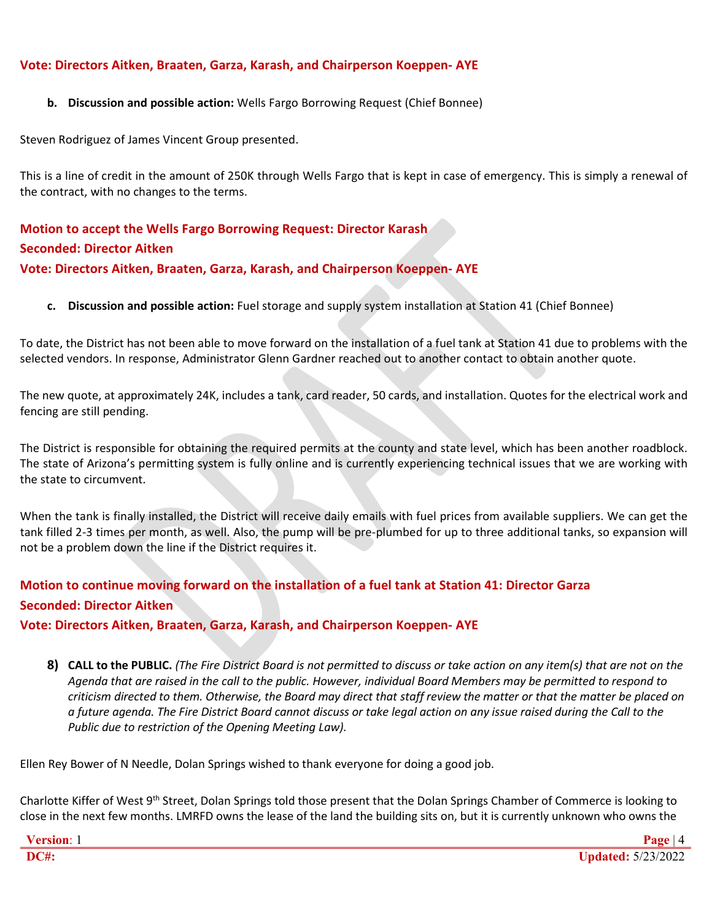**Vote: Directors Aitken, Braaten, Garza, Karash, and Chairperson Koeppen- AYE**

**b. Discussion and possible action:** Wells Fargo Borrowing Request (Chief Bonnee)

Steven Rodriguez of James Vincent Group presented.

This is a line of credit in the amount of 250K through Wells Fargo that is kept in case of emergency. This is simply a renewal of the contract, with no changes to the terms.

**Motion to accept the Wells Fargo Borrowing Request: Director Karash**
**Seconded: Director Aitken**
**Vote: Directors Aitken, Braaten, Garza, Karash, and Chairperson Koeppen- AYE**

**c. Discussion and possible action:** Fuel storage and supply system installation at Station 41 (Chief Bonnee)

To date, the District has not been able to move forward on the installation of a fuel tank at Station 41 due to problems with the selected vendors. In response, Administrator Glenn Gardner reached out to another contact to obtain another quote.

The new quote, at approximately 24K, includes a tank, card reader, 50 cards, and installation. Quotes for the electrical work and fencing are still pending.

The District is responsible for obtaining the required permits at the county and state level, which has been another roadblock. The state of Arizona's permitting system is fully online and is currently experiencing technical issues that we are working with the state to circumvent.

When the tank is finally installed, the District will receive daily emails with fuel prices from available suppliers. We can get the tank filled 2-3 times per month, as well. Also, the pump will be pre-plumbed for up to three additional tanks, so expansion will not be a problem down the line if the District requires it.

**Motion to continue moving forward on the installation of a fuel tank at Station 41: Director Garza**
**Seconded: Director Aitken**
**Vote: Directors Aitken, Braaten, Garza, Karash, and Chairperson Koeppen- AYE**

**8) CALL to the PUBLIC.** *(The Fire District Board is not permitted to discuss or take action on any item(s) that are not on the Agenda that are raised in the call to the public. However, individual Board Members may be permitted to respond to criticism directed to them. Otherwise, the Board may direct that staff review the matter or that the matter be placed on a future agenda. The Fire District Board cannot discuss or take legal action on any issue raised during the Call to the Public due to restriction of the Opening Meeting Law).*

Ellen Rey Bower of N Needle, Dolan Springs wished to thank everyone for doing a good job.

Charlotte Kiffer of West 9th Street, Dolan Springs told those present that the Dolan Springs Chamber of Commerce is looking to close in the next few months. LMRFD owns the lease of the land the building sits on, but it is currently unknown who owns the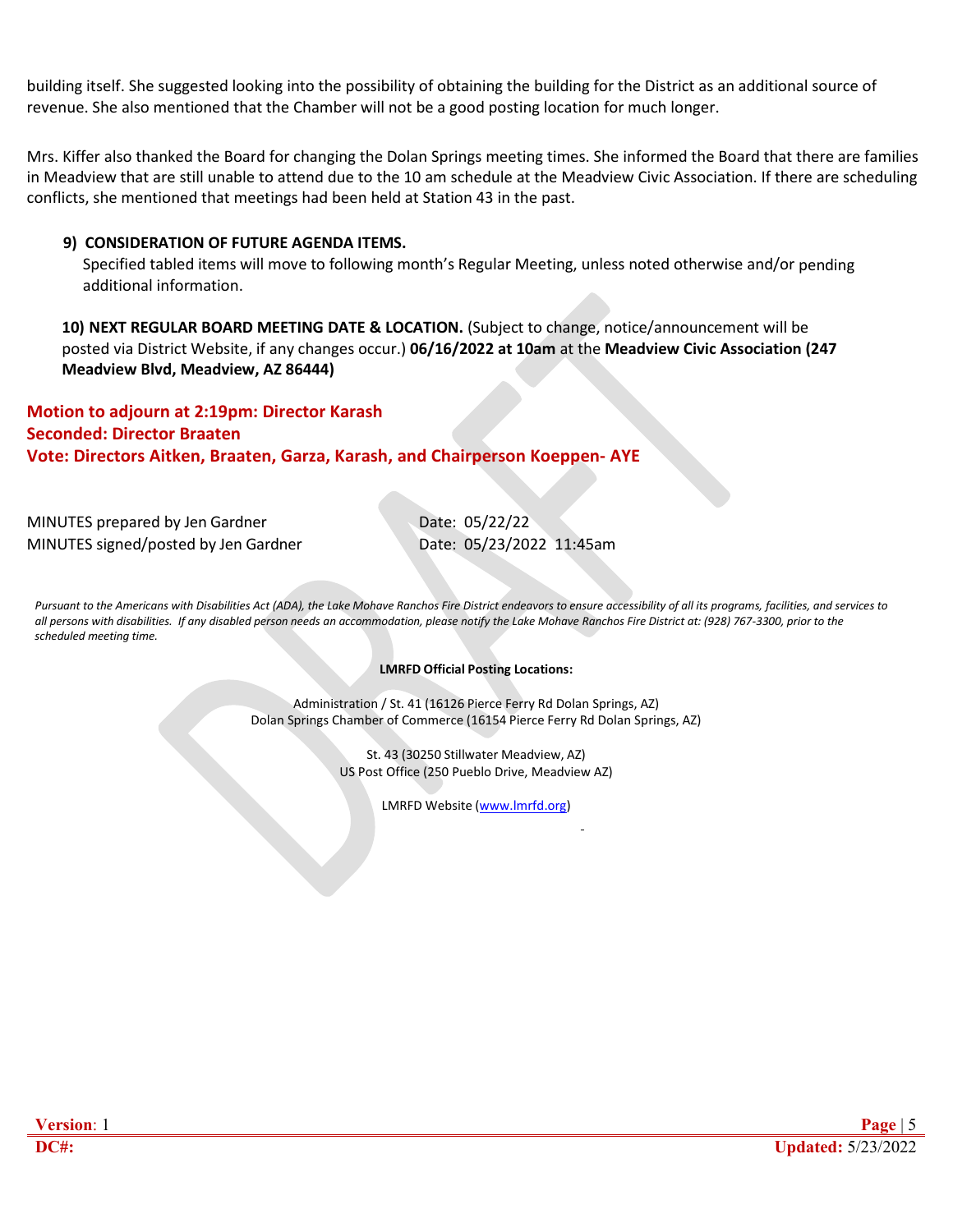building itself. She suggested looking into the possibility of obtaining the building for the District as an additional source of revenue. She also mentioned that the Chamber will not be a good posting location for much longer.

Mrs. Kiffer also thanked the Board for changing the Dolan Springs meeting times. She informed the Board that there are families in Meadview that are still unable to attend due to the 10 am schedule at the Meadview Civic Association. If there are scheduling conflicts, she mentioned that meetings had been held at Station 43 in the past.

**9) CONSIDERATION OF FUTURE AGENDA ITEMS.**

Specified tabled items will move to following month's Regular Meeting, unless noted otherwise and/or pending additional information.

**10) NEXT REGULAR BOARD MEETING DATE & LOCATION.** (Subject to change, notice/announcement will be posted via District Website, if any changes occur.) **06/16/2022 at 10am** at the **Meadview Civic Association (247 Meadview Blvd, Meadview, AZ 86444)**

**Motion to adjourn at 2:19pm: Director Karash**
**Seconded: Director Braaten**
**Vote: Directors Aitken, Braaten, Garza, Karash, and Chairperson Koeppen- AYE**

MINUTES prepared by Jen Gardner    Date: 05/22/22
MINUTES signed/posted by Jen Gardner    Date: 05/23/2022 11:45am

*Pursuant to the Americans with Disabilities Act (ADA), the Lake Mohave Ranchos Fire District endeavors to ensure accessibility of all its programs, facilities, and services to all persons with disabilities. If any disabled person needs an accommodation, please notify the Lake Mohave Ranchos Fire District at: (928) 767-3300, prior to the scheduled meeting time.*

**LMRFD Official Posting Locations:**

Administration / St. 41 (16126 Pierce Ferry Rd Dolan Springs, AZ)
Dolan Springs Chamber of Commerce (16154 Pierce Ferry Rd Dolan Springs, AZ)

St. 43 (30250 Stillwater Meadview, AZ)
US Post Office (250 Pueblo Drive, Meadview AZ)

LMRFD Website (www.lmrfd.org)

**Version**: 1
**DC#:**
**Updated:** 5/23/2022